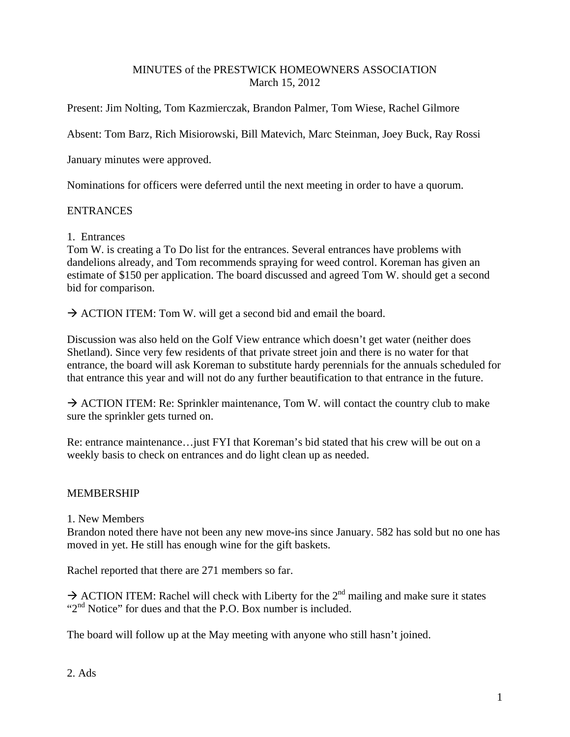# MINUTES of the PRESTWICK HOMEOWNERS ASSOCIATION
March 15, 2012

Present: Jim Nolting, Tom Kazmierczak, Brandon Palmer, Tom Wiese, Rachel Gilmore

Absent: Tom Barz, Rich Misiorowski, Bill Matevich, Marc Steinman, Joey Buck, Ray Rossi

January minutes were approved.

Nominations for officers were deferred until the next meeting in order to have a quorum.

## ENTRANCES

1. Entrances
Tom W. is creating a To Do list for the entrances. Several entrances have problems with dandelions already, and Tom recommends spraying for weed control. Koreman has given an estimate of $150 per application. The board discussed and agreed Tom W. should get a second bid for comparison.

→ ACTION ITEM: Tom W. will get a second bid and email the board.

Discussion was also held on the Golf View entrance which doesn't get water (neither does Shetland). Since very few residents of that private street join and there is no water for that entrance, the board will ask Koreman to substitute hardy perennials for the annuals scheduled for that entrance this year and will not do any further beautification to that entrance in the future.

→ ACTION ITEM: Re: Sprinkler maintenance, Tom W. will contact the country club to make sure the sprinkler gets turned on.

Re: entrance maintenance…just FYI that Koreman's bid stated that his crew will be out on a weekly basis to check on entrances and do light clean up as needed.

## MEMBERSHIP

1. New Members
Brandon noted there have not been any new move-ins since January. 582 has sold but no one has moved in yet. He still has enough wine for the gift baskets.

Rachel reported that there are 271 members so far.

→ ACTION ITEM: Rachel will check with Liberty for the 2nd mailing and make sure it states "2nd Notice" for dues and that the P.O. Box number is included.

The board will follow up at the May meeting with anyone who still hasn't joined.

2. Ads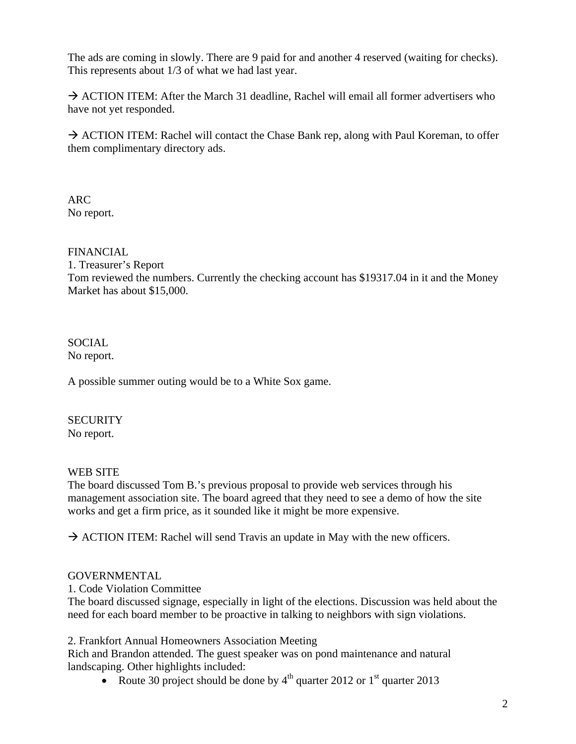The ads are coming in slowly. There are 9 paid for and another 4 reserved (waiting for checks). This represents about 1/3 of what we had last year.

→ ACTION ITEM: After the March 31 deadline, Rachel will email all former advertisers who have not yet responded.

→ ACTION ITEM: Rachel will contact the Chase Bank rep, along with Paul Koreman, to offer them complimentary directory ads.

ARC
No report.

FINANCIAL
1. Treasurer's Report
Tom reviewed the numbers. Currently the checking account has $19317.04 in it and the Money Market has about $15,000.

SOCIAL
No report.

A possible summer outing would be to a White Sox game.

SECURITY
No report.

WEB SITE
The board discussed Tom B.'s previous proposal to provide web services through his management association site. The board agreed that they need to see a demo of how the site works and get a firm price, as it sounded like it might be more expensive.

→ ACTION ITEM: Rachel will send Travis an update in May with the new officers.

GOVERNMENTAL
1. Code Violation Committee
The board discussed signage, especially in light of the elections. Discussion was held about the need for each board member to be proactive in talking to neighbors with sign violations.

2. Frankfort Annual Homeowners Association Meeting
Rich and Brandon attended. The guest speaker was on pond maintenance and natural landscaping. Other highlights included:

- Route 30 project should be done by 4th quarter 2012 or 1st quarter 2013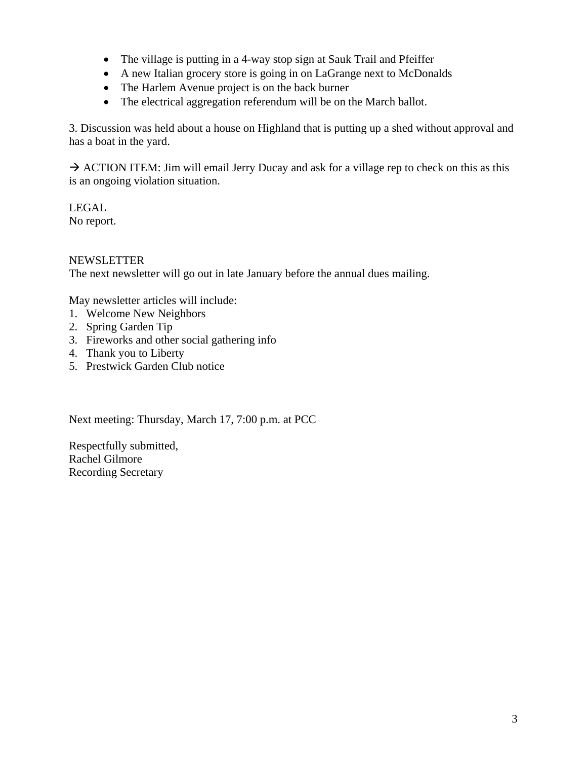- The village is putting in a 4-way stop sign at Sauk Trail and Pfeiffer
- A new Italian grocery store is going in on LaGrange next to McDonalds
- The Harlem Avenue project is on the back burner
- The electrical aggregation referendum will be on the March ballot.

3. Discussion was held about a house on Highland that is putting up a shed without approval and has a boat in the yard.

→ ACTION ITEM: Jim will email Jerry Ducay and ask for a village rep to check on this as this is an ongoing violation situation.

LEGAL
No report.

NEWSLETTER
The next newsletter will go out in late January before the annual dues mailing.

May newsletter articles will include:

1. Welcome New Neighbors
2. Spring Garden Tip
3. Fireworks and other social gathering info
4. Thank you to Liberty
5. Prestwick Garden Club notice

Next meeting: Thursday, March 17, 7:00 p.m. at PCC

Respectfully submitted,
Rachel Gilmore
Recording Secretary